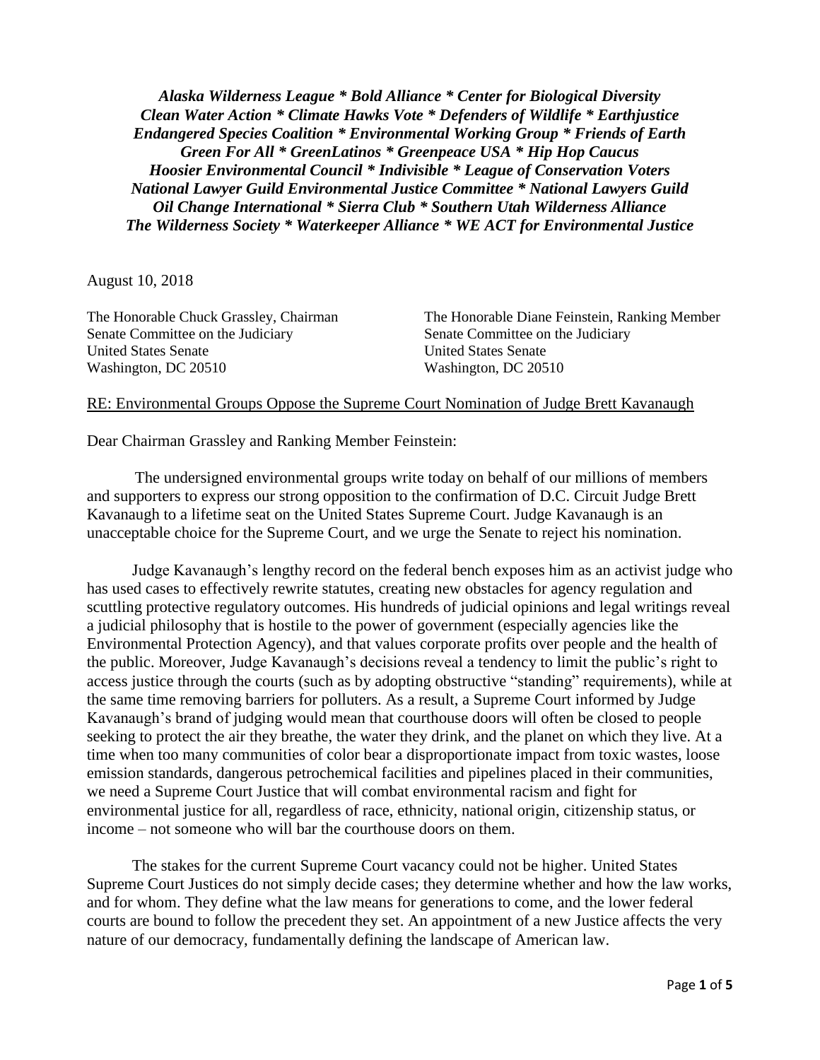***Alaska Wilderness League * Bold Alliance * Center for Biological Diversity***
***Clean Water Action * Climate Hawks Vote * Defenders of Wildlife * Earthjustice***
***Endangered Species Coalition * Environmental Working Group * Friends of Earth***
***Green For All * GreenLatinos * Greenpeace USA * Hip Hop Caucus***
***Hoosier Environmental Council * Indivisible * League of Conservation Voters***
***National Lawyer Guild Environmental Justice Committee * National Lawyers Guild***
***Oil Change International * Sierra Club * Southern Utah Wilderness Alliance***
***The Wilderness Society * Waterkeeper Alliance * WE ACT for Environmental Justice***

August 10, 2018

The Honorable Chuck Grassley, Chairman
Senate Committee on the Judiciary
United States Senate
Washington, DC 20510

The Honorable Diane Feinstein, Ranking Member
Senate Committee on the Judiciary
United States Senate
Washington, DC 20510

RE: Environmental Groups Oppose the Supreme Court Nomination of Judge Brett Kavanaugh

Dear Chairman Grassley and Ranking Member Feinstein:

The undersigned environmental groups write today on behalf of our millions of members and supporters to express our strong opposition to the confirmation of D.C. Circuit Judge Brett Kavanaugh to a lifetime seat on the United States Supreme Court. Judge Kavanaugh is an unacceptable choice for the Supreme Court, and we urge the Senate to reject his nomination.

Judge Kavanaugh's lengthy record on the federal bench exposes him as an activist judge who has used cases to effectively rewrite statutes, creating new obstacles for agency regulation and scuttling protective regulatory outcomes. His hundreds of judicial opinions and legal writings reveal a judicial philosophy that is hostile to the power of government (especially agencies like the Environmental Protection Agency), and that values corporate profits over people and the health of the public. Moreover, Judge Kavanaugh's decisions reveal a tendency to limit the public's right to access justice through the courts (such as by adopting obstructive "standing" requirements), while at the same time removing barriers for polluters. As a result, a Supreme Court informed by Judge Kavanaugh's brand of judging would mean that courthouse doors will often be closed to people seeking to protect the air they breathe, the water they drink, and the planet on which they live. At a time when too many communities of color bear a disproportionate impact from toxic wastes, loose emission standards, dangerous petrochemical facilities and pipelines placed in their communities, we need a Supreme Court Justice that will combat environmental racism and fight for environmental justice for all, regardless of race, ethnicity, national origin, citizenship status, or income – not someone who will bar the courthouse doors on them.

The stakes for the current Supreme Court vacancy could not be higher. United States Supreme Court Justices do not simply decide cases; they determine whether and how the law works, and for whom. They define what the law means for generations to come, and the lower federal courts are bound to follow the precedent they set. An appointment of a new Justice affects the very nature of our democracy, fundamentally defining the landscape of American law.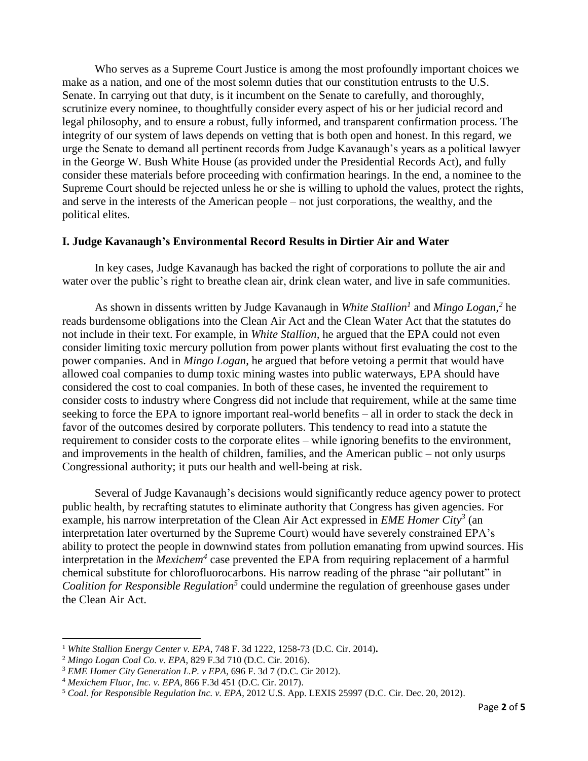Who serves as a Supreme Court Justice is among the most profoundly important choices we make as a nation, and one of the most solemn duties that our constitution entrusts to the U.S. Senate. In carrying out that duty, is it incumbent on the Senate to carefully, and thoroughly, scrutinize every nominee, to thoughtfully consider every aspect of his or her judicial record and legal philosophy, and to ensure a robust, fully informed, and transparent confirmation process. The integrity of our system of laws depends on vetting that is both open and honest. In this regard, we urge the Senate to demand all pertinent records from Judge Kavanaugh's years as a political lawyer in the George W. Bush White House (as provided under the Presidential Records Act), and fully consider these materials before proceeding with confirmation hearings. In the end, a nominee to the Supreme Court should be rejected unless he or she is willing to uphold the values, protect the rights, and serve in the interests of the American people – not just corporations, the wealthy, and the political elites.

## I. Judge Kavanaugh's Environmental Record Results in Dirtier Air and Water

In key cases, Judge Kavanaugh has backed the right of corporations to pollute the air and water over the public's right to breathe clean air, drink clean water, and live in safe communities.

As shown in dissents written by Judge Kavanaugh in *White Stallion*[1] and *Mingo Logan*,[2] he reads burdensome obligations into the Clean Air Act and the Clean Water Act that the statutes do not include in their text. For example, in *White Stallion*, he argued that the EPA could not even consider limiting toxic mercury pollution from power plants without first evaluating the cost to the power companies. And in *Mingo Logan*, he argued that before vetoing a permit that would have allowed coal companies to dump toxic mining wastes into public waterways, EPA should have considered the cost to coal companies. In both of these cases, he invented the requirement to consider costs to industry where Congress did not include that requirement, while at the same time seeking to force the EPA to ignore important real-world benefits – all in order to stack the deck in favor of the outcomes desired by corporate polluters. This tendency to read into a statute the requirement to consider costs to the corporate elites – while ignoring benefits to the environment, and improvements in the health of children, families, and the American public – not only usurps Congressional authority; it puts our health and well-being at risk.

Several of Judge Kavanaugh's decisions would significantly reduce agency power to protect public health, by recrafting statutes to eliminate authority that Congress has given agencies. For example, his narrow interpretation of the Clean Air Act expressed in *EME Homer City*[3] (an interpretation later overturned by the Supreme Court) would have severely constrained EPA's ability to protect the people in downwind states from pollution emanating from upwind sources. His interpretation in the *Mexichem*[4] case prevented the EPA from requiring replacement of a harmful chemical substitute for chlorofluorocarbons. His narrow reading of the phrase "air pollutant" in *Coalition for Responsible Regulation*[5] could undermine the regulation of greenhouse gases under the Clean Air Act.

---

[1] *White Stallion Energy Center v. EPA*, 748 F. 3d 1222, 1258-73 (D.C. Cir. 2014).

[2] *Mingo Logan Coal Co. v. EPA*, 829 F.3d 710 (D.C. Cir. 2016).

[3] *EME Homer City Generation L.P. v EPA*, 696 F. 3d 7 (D.C Cir 2012).

[4] *Mexichem Fluor, Inc. v. EPA*, 866 F.3d 451 (D.C. Cir. 2017).

[5] *Coal. for Responsible Regulation Inc. v. EPA*, 2012 U.S. App. LEXIS 25997 (D.C. Cir. Dec. 20, 2012).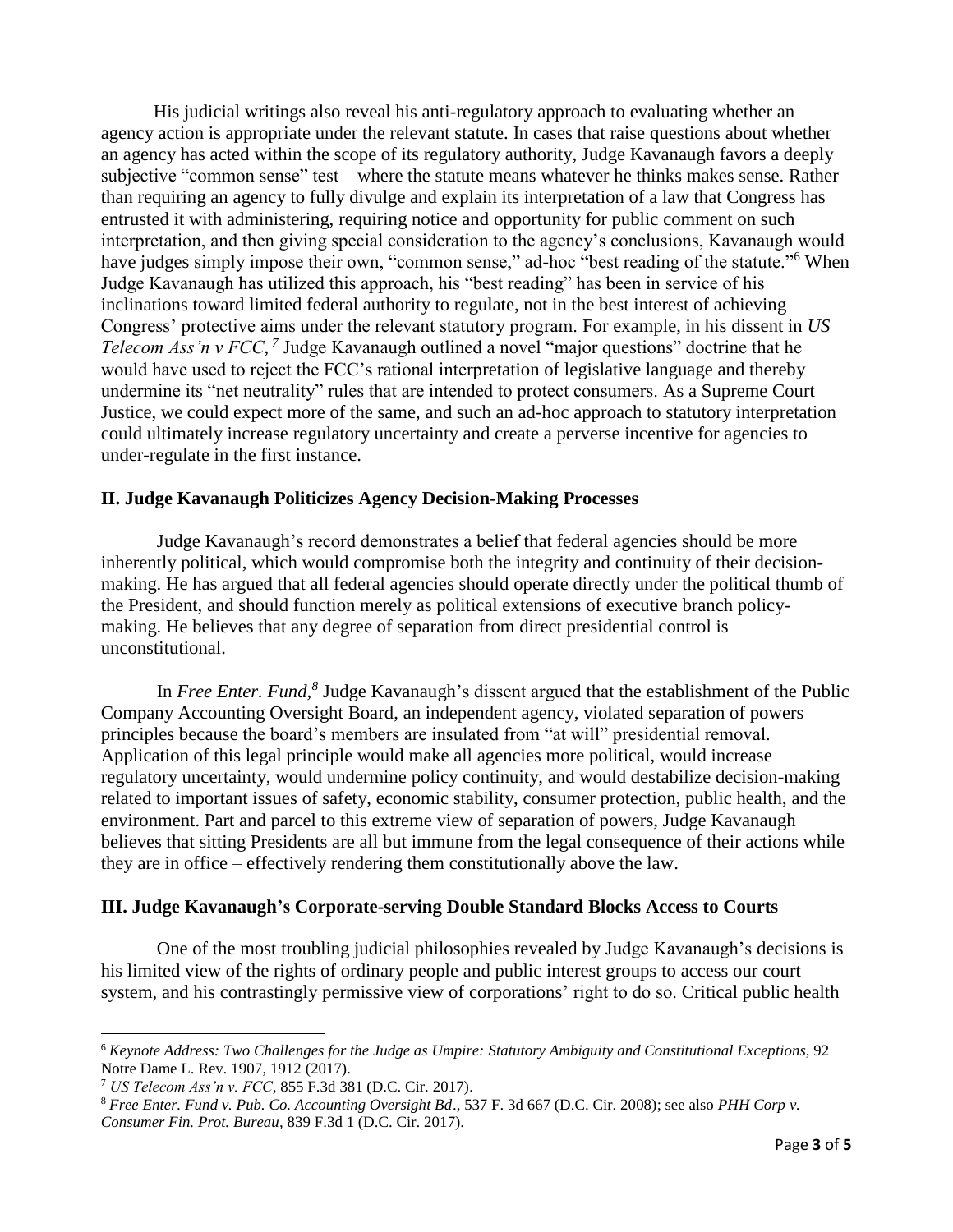His judicial writings also reveal his anti-regulatory approach to evaluating whether an agency action is appropriate under the relevant statute. In cases that raise questions about whether an agency has acted within the scope of its regulatory authority, Judge Kavanaugh favors a deeply subjective "common sense" test – where the statute means whatever he thinks makes sense. Rather than requiring an agency to fully divulge and explain its interpretation of a law that Congress has entrusted it with administering, requiring notice and opportunity for public comment on such interpretation, and then giving special consideration to the agency's conclusions, Kavanaugh would have judges simply impose their own, "common sense," ad-hoc "best reading of the statute."[6] When Judge Kavanaugh has utilized this approach, his "best reading" has been in service of his inclinations toward limited federal authority to regulate, not in the best interest of achieving Congress' protective aims under the relevant statutory program. For example, in his dissent in *US Telecom Ass'n v FCC*,[7] Judge Kavanaugh outlined a novel "major questions" doctrine that he would have used to reject the FCC's rational interpretation of legislative language and thereby undermine its "net neutrality" rules that are intended to protect consumers. As a Supreme Court Justice, we could expect more of the same, and such an ad-hoc approach to statutory interpretation could ultimately increase regulatory uncertainty and create a perverse incentive for agencies to under-regulate in the first instance.

## II. Judge Kavanaugh Politicizes Agency Decision-Making Processes

Judge Kavanaugh's record demonstrates a belief that federal agencies should be more inherently political, which would compromise both the integrity and continuity of their decision-making. He has argued that all federal agencies should operate directly under the political thumb of the President, and should function merely as political extensions of executive branch policy-making. He believes that any degree of separation from direct presidential control is unconstitutional.

In *Free Enter. Fund,*[8] Judge Kavanaugh's dissent argued that the establishment of the Public Company Accounting Oversight Board, an independent agency, violated separation of powers principles because the board's members are insulated from "at will" presidential removal. Application of this legal principle would make all agencies more political, would increase regulatory uncertainty, would undermine policy continuity, and would destabilize decision-making related to important issues of safety, economic stability, consumer protection, public health, and the environment. Part and parcel to this extreme view of separation of powers, Judge Kavanaugh believes that sitting Presidents are all but immune from the legal consequence of their actions while they are in office – effectively rendering them constitutionally above the law.

## III. Judge Kavanaugh's Corporate-serving Double Standard Blocks Access to Courts

One of the most troubling judicial philosophies revealed by Judge Kavanaugh's decisions is his limited view of the rights of ordinary people and public interest groups to access our court system, and his contrastingly permissive view of corporations' right to do so. Critical public health

---

[6] *Keynote Address: Two Challenges for the Judge as Umpire: Statutory Ambiguity and Constitutional Exceptions*, 92 Notre Dame L. Rev. 1907, 1912 (2017).

[7] *US Telecom Ass'n v. FCC*, 855 F.3d 381 (D.C. Cir. 2017).

[8] *Free Enter. Fund v. Pub. Co. Accounting Oversight Bd*., 537 F. 3d 667 (D.C. Cir. 2008); see also *PHH Corp v. Consumer Fin. Prot. Bureau*, 839 F.3d 1 (D.C. Cir. 2017).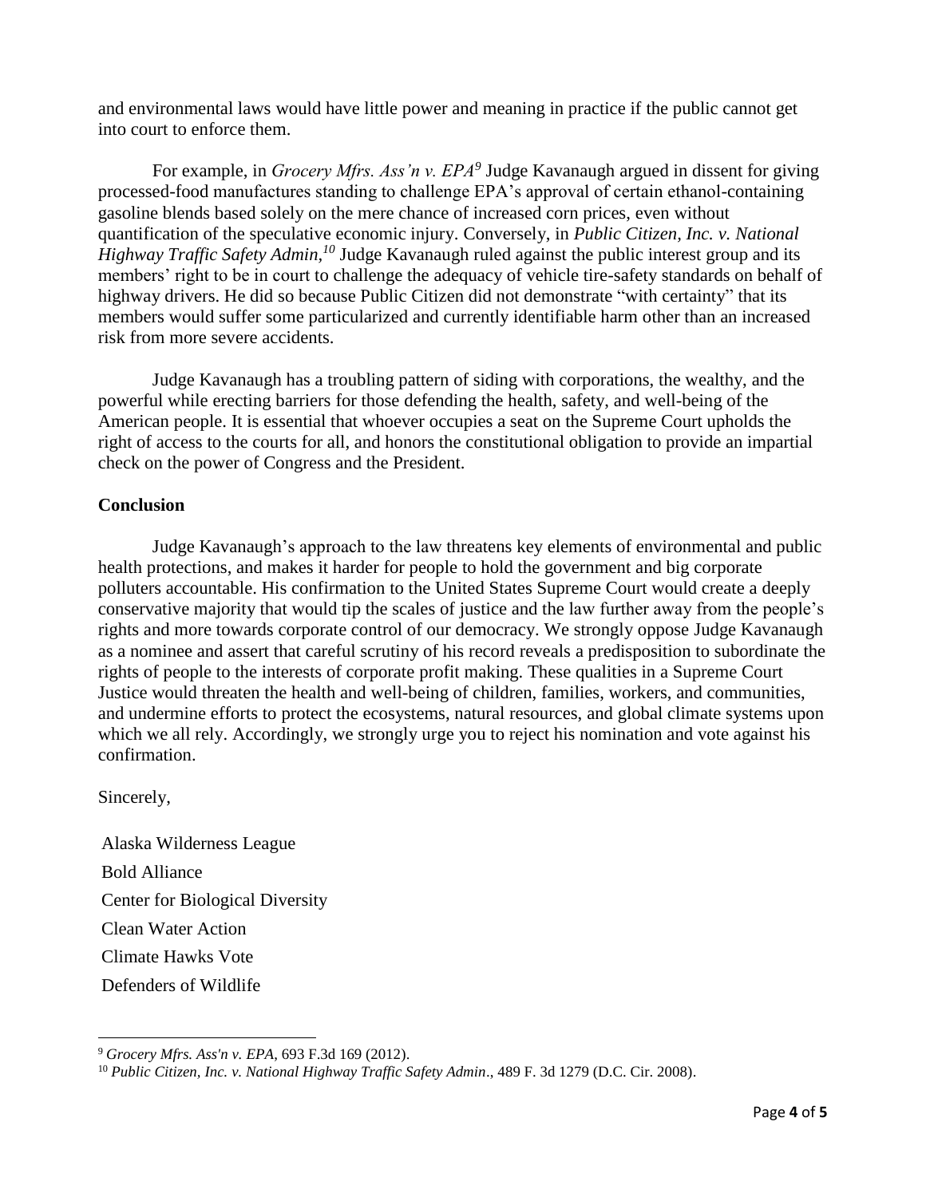and environmental laws would have little power and meaning in practice if the public cannot get into court to enforce them.

For example, in *Grocery Mfrs. Ass'n v. EPA*[9] Judge Kavanaugh argued in dissent for giving processed-food manufactures standing to challenge EPA's approval of certain ethanol-containing gasoline blends based solely on the mere chance of increased corn prices, even without quantification of the speculative economic injury. Conversely, in *Public Citizen, Inc. v. National Highway Traffic Safety Admin,*[10] Judge Kavanaugh ruled against the public interest group and its members' right to be in court to challenge the adequacy of vehicle tire-safety standards on behalf of highway drivers. He did so because Public Citizen did not demonstrate "with certainty" that its members would suffer some particularized and currently identifiable harm other than an increased risk from more severe accidents.

Judge Kavanaugh has a troubling pattern of siding with corporations, the wealthy, and the powerful while erecting barriers for those defending the health, safety, and well-being of the American people. It is essential that whoever occupies a seat on the Supreme Court upholds the right of access to the courts for all, and honors the constitutional obligation to provide an impartial check on the power of Congress and the President.

**Conclusion**

Judge Kavanaugh's approach to the law threatens key elements of environmental and public health protections, and makes it harder for people to hold the government and big corporate polluters accountable. His confirmation to the United States Supreme Court would create a deeply conservative majority that would tip the scales of justice and the law further away from the people's rights and more towards corporate control of our democracy. We strongly oppose Judge Kavanaugh as a nominee and assert that careful scrutiny of his record reveals a predisposition to subordinate the rights of people to the interests of corporate profit making. These qualities in a Supreme Court Justice would threaten the health and well-being of children, families, workers, and communities, and undermine efforts to protect the ecosystems, natural resources, and global climate systems upon which we all rely. Accordingly, we strongly urge you to reject his nomination and vote against his confirmation.

Sincerely,

Alaska Wilderness League
Bold Alliance
Center for Biological Diversity
Clean Water Action
Climate Hawks Vote
Defenders of Wildlife

[9] *Grocery Mfrs. Ass'n v. EPA*, 693 F.3d 169 (2012).

[10] *Public Citizen, Inc. v. National Highway Traffic Safety Admin*., 489 F. 3d 1279 (D.C. Cir. 2008).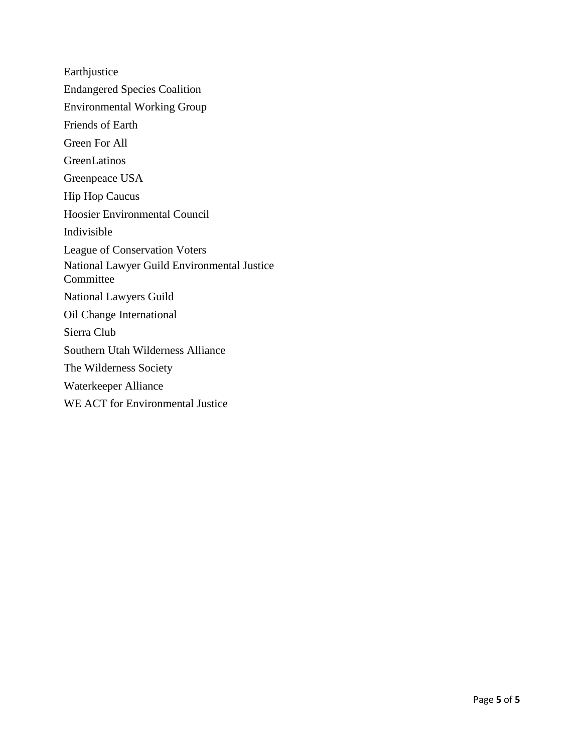Earthjustice

Endangered Species Coalition

Environmental Working Group

Friends of Earth

Green For All

GreenLatinos

Greenpeace USA

Hip Hop Caucus

Hoosier Environmental Council

Indivisible

League of Conservation Voters

National Lawyer Guild Environmental Justice Committee

National Lawyers Guild

Oil Change International

Sierra Club

Southern Utah Wilderness Alliance

The Wilderness Society

Waterkeeper Alliance

WE ACT for Environmental Justice